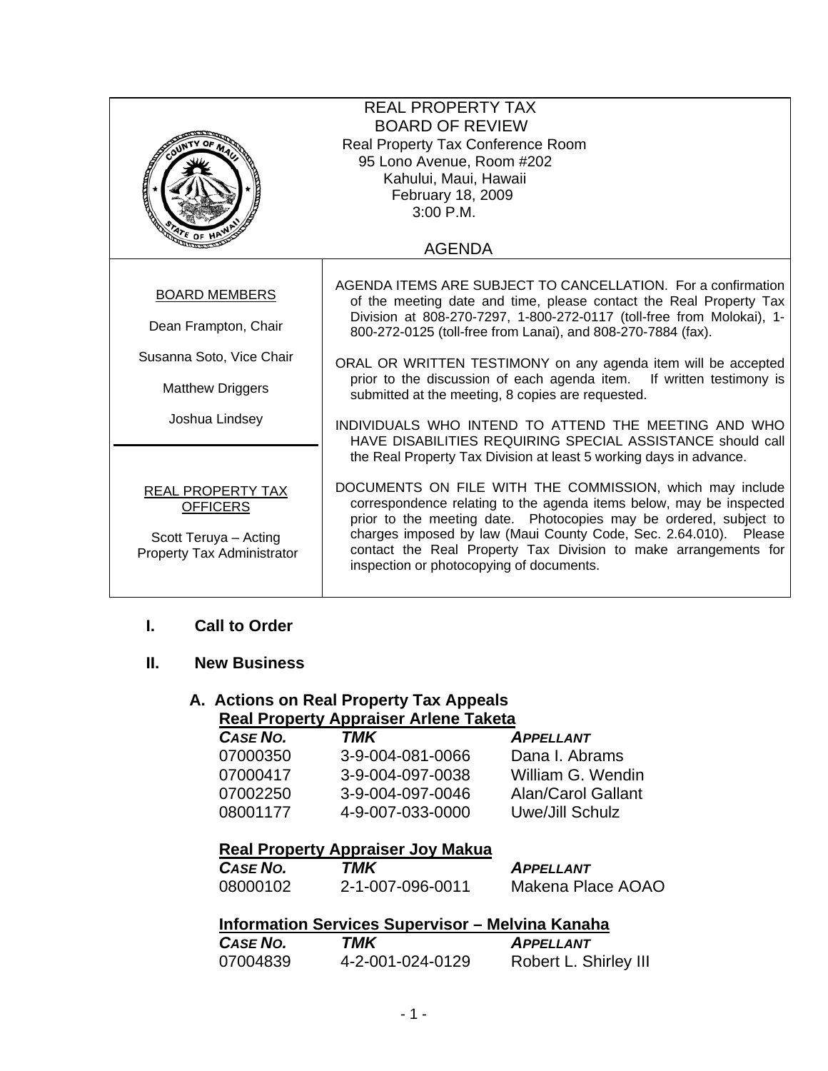# REAL PROPERTY TAX BOARD OF REVIEW

Real Property Tax Conference Room
95 Lono Avenue, Room #202
Kahului, Maui, Hawaii
February 18, 2009
3:00 P.M.

## AGENDA

**BOARD MEMBERS**

Dean Frampton, Chair

Susanna Soto, Vice Chair

Matthew Driggers

Joshua Lindsey

**REAL PROPERTY TAX OFFICERS**

Scott Teruya – Acting Property Tax Administrator

AGENDA ITEMS ARE SUBJECT TO CANCELLATION. For a confirmation of the meeting date and time, please contact the Real Property Tax Division at 808-270-7297, 1-800-272-0117 (toll-free from Molokai), 1-800-272-0125 (toll-free from Lanai), and 808-270-7884 (fax).

ORAL OR WRITTEN TESTIMONY on any agenda item will be accepted prior to the discussion of each agenda item. If written testimony is submitted at the meeting, 8 copies are requested.

INDIVIDUALS WHO INTEND TO ATTEND THE MEETING AND WHO HAVE DISABILITIES REQUIRING SPECIAL ASSISTANCE should call the Real Property Tax Division at least 5 working days in advance.

DOCUMENTS ON FILE WITH THE COMMISSION, which may include correspondence relating to the agenda items below, may be inspected prior to the meeting date. Photocopies may be ordered, subject to charges imposed by law (Maui County Code, Sec. 2.64.010). Please contact the Real Property Tax Division to make arrangements for inspection or photocopying of documents.

## I. Call to Order

## II. New Business

### A. Actions on Real Property Tax Appeals

**Real Property Appraiser Arlene Taketa**

| *CASE NO.* | *TMK* | *APPELLANT* |
|---|---|---|
| 07000350 | 3-9-004-081-0066 | Dana I. Abrams |
| 07000417 | 3-9-004-097-0038 | William G. Wendin |
| 07002250 | 3-9-004-097-0046 | Alan/Carol Gallant |
| 08001177 | 4-9-007-033-0000 | Uwe/Jill Schulz |

**Real Property Appraiser Joy Makua**

| *CASE NO.* | *TMK* | *APPELLANT* |
|---|---|---|
| 08000102 | 2-1-007-096-0011 | Makena Place AOAO |

**Information Services Supervisor – Melvina Kanaha**

| *CASE NO.* | *TMK* | *APPELLANT* |
|---|---|---|
| 07004839 | 4-2-001-024-0129 | Robert L. Shirley III |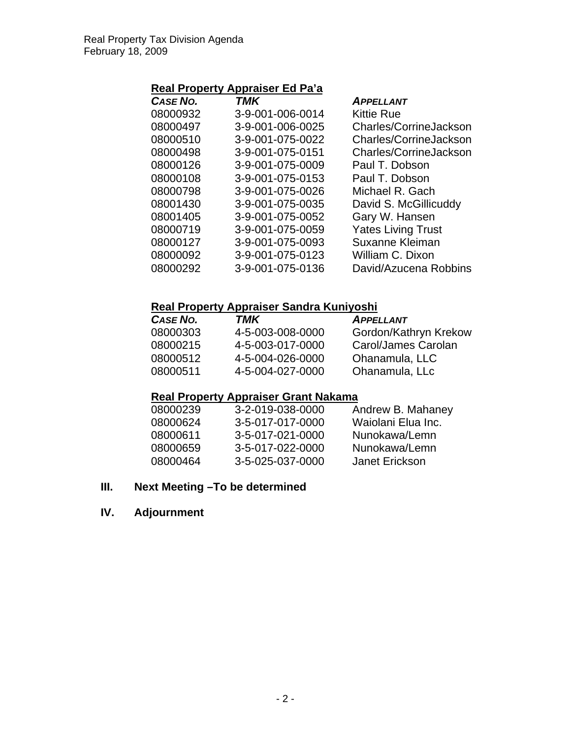**Real Property Appraiser Ed Pa'a**

| *CASE NO.* | *TMK* | *APPELLANT* |
|---|---|---|
| 08000932 | 3-9-001-006-0014 | Kittie Rue |
| 08000497 | 3-9-001-006-0025 | Charles/CorrineJackson |
| 08000510 | 3-9-001-075-0022 | Charles/CorrineJackson |
| 08000498 | 3-9-001-075-0151 | Charles/CorrineJackson |
| 08000126 | 3-9-001-075-0009 | Paul T. Dobson |
| 08000108 | 3-9-001-075-0153 | Paul T. Dobson |
| 08000798 | 3-9-001-075-0026 | Michael R. Gach |
| 08001430 | 3-9-001-075-0035 | David S. McGillicuddy |
| 08001405 | 3-9-001-075-0052 | Gary W. Hansen |
| 08000719 | 3-9-001-075-0059 | Yates Living Trust |
| 08000127 | 3-9-001-075-0093 | Suxanne Kleiman |
| 08000092 | 3-9-001-075-0123 | William C. Dixon |
| 08000292 | 3-9-001-075-0136 | David/Azucena Robbins |

**Real Property Appraiser Sandra Kuniyoshi**

| *CASE NO.* | *TMK* | *APPELLANT* |
|---|---|---|
| 08000303 | 4-5-003-008-0000 | Gordon/Kathryn Krekow |
| 08000215 | 4-5-003-017-0000 | Carol/James Carolan |
| 08000512 | 4-5-004-026-0000 | Ohanamula, LLC |
| 08000511 | 4-5-004-027-0000 | Ohanamula, LLc |

**Real Property Appraiser Grant Nakama**

| | | |
|---|---|---|
| 08000239 | 3-2-019-038-0000 | Andrew B. Mahaney |
| 08000624 | 3-5-017-017-0000 | Waiolani Elua Inc. |
| 08000611 | 3-5-017-021-0000 | Nunokawa/Lemn |
| 08000659 | 3-5-017-022-0000 | Nunokawa/Lemn |
| 08000464 | 3-5-025-037-0000 | Janet Erickson |

**III. Next Meeting –To be determined**

**IV. Adjournment**